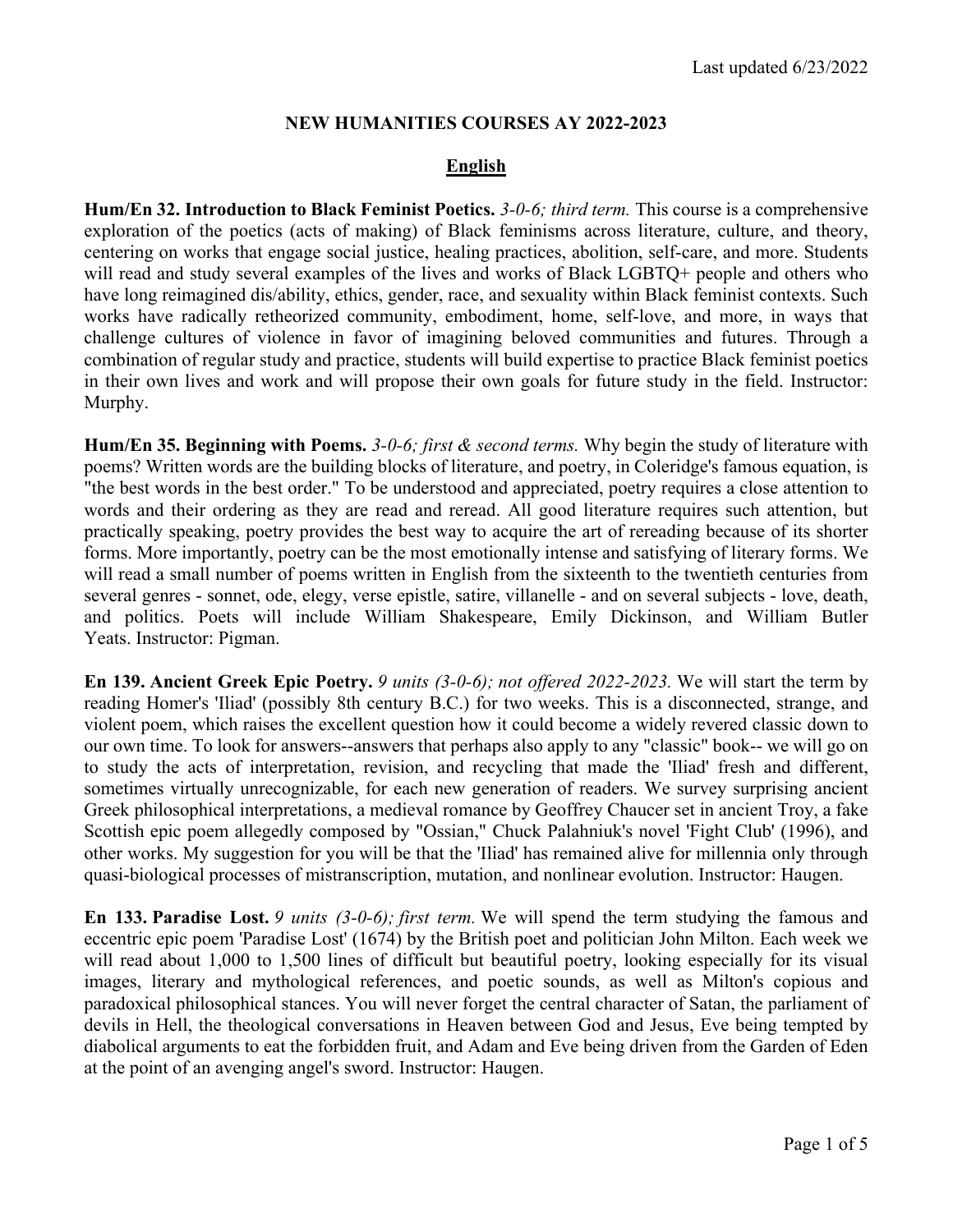Last updated 6/23/2022

# NEW HUMANITIES COURSES AY 2022-2023

## English

**Hum/En 32. Introduction to Black Feminist Poetics.** *3-0-6; third term.* This course is a comprehensive exploration of the poetics (acts of making) of Black feminisms across literature, culture, and theory, centering on works that engage social justice, healing practices, abolition, self-care, and more. Students will read and study several examples of the lives and works of Black LGBTQ+ people and others who have long reimagined dis/ability, ethics, gender, race, and sexuality within Black feminist contexts. Such works have radically retheorized community, embodiment, home, self-love, and more, in ways that challenge cultures of violence in favor of imagining beloved communities and futures. Through a combination of regular study and practice, students will build expertise to practice Black feminist poetics in their own lives and work and will propose their own goals for future study in the field. Instructor: Murphy.

**Hum/En 35. Beginning with Poems.** *3-0-6; first & second terms.* Why begin the study of literature with poems? Written words are the building blocks of literature, and poetry, in Coleridge's famous equation, is "the best words in the best order." To be understood and appreciated, poetry requires a close attention to words and their ordering as they are read and reread. All good literature requires such attention, but practically speaking, poetry provides the best way to acquire the art of rereading because of its shorter forms. More importantly, poetry can be the most emotionally intense and satisfying of literary forms. We will read a small number of poems written in English from the sixteenth to the twentieth centuries from several genres - sonnet, ode, elegy, verse epistle, satire, villanelle - and on several subjects - love, death, and politics. Poets will include William Shakespeare, Emily Dickinson, and William Butler Yeats. Instructor: Pigman.

**En 139. Ancient Greek Epic Poetry.** *9 units (3-0-6); not offered 2022-2023.* We will start the term by reading Homer's 'Iliad' (possibly 8th century B.C.) for two weeks. This is a disconnected, strange, and violent poem, which raises the excellent question how it could become a widely revered classic down to our own time. To look for answers--answers that perhaps also apply to any "classic" book-- we will go on to study the acts of interpretation, revision, and recycling that made the 'Iliad' fresh and different, sometimes virtually unrecognizable, for each new generation of readers. We survey surprising ancient Greek philosophical interpretations, a medieval romance by Geoffrey Chaucer set in ancient Troy, a fake Scottish epic poem allegedly composed by "Ossian," Chuck Palahniuk's novel 'Fight Club' (1996), and other works. My suggestion for you will be that the 'Iliad' has remained alive for millennia only through quasi-biological processes of mistranscription, mutation, and nonlinear evolution. Instructor: Haugen.

**En 133. Paradise Lost.** *9 units (3-0-6); first term.* We will spend the term studying the famous and eccentric epic poem 'Paradise Lost' (1674) by the British poet and politician John Milton. Each week we will read about 1,000 to 1,500 lines of difficult but beautiful poetry, looking especially for its visual images, literary and mythological references, and poetic sounds, as well as Milton's copious and paradoxical philosophical stances. You will never forget the central character of Satan, the parliament of devils in Hell, the theological conversations in Heaven between God and Jesus, Eve being tempted by diabolical arguments to eat the forbidden fruit, and Adam and Eve being driven from the Garden of Eden at the point of an avenging angel's sword. Instructor: Haugen.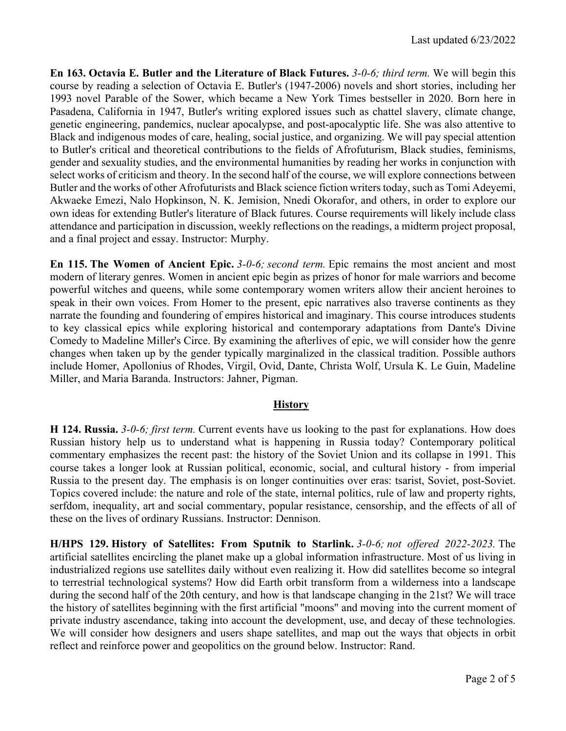Last updated 6/23/2022

**En 163. Octavia E. Butler and the Literature of Black Futures.** *3-0-6; third term.* We will begin this course by reading a selection of Octavia E. Butler's (1947-2006) novels and short stories, including her 1993 novel Parable of the Sower, which became a New York Times bestseller in 2020. Born here in Pasadena, California in 1947, Butler's writing explored issues such as chattel slavery, climate change, genetic engineering, pandemics, nuclear apocalypse, and post-apocalyptic life. She was also attentive to Black and indigenous modes of care, healing, social justice, and organizing. We will pay special attention to Butler's critical and theoretical contributions to the fields of Afrofuturism, Black studies, feminisms, gender and sexuality studies, and the environmental humanities by reading her works in conjunction with select works of criticism and theory. In the second half of the course, we will explore connections between Butler and the works of other Afrofuturists and Black science fiction writers today, such as Tomi Adeyemi, Akwaeke Emezi, Nalo Hopkinson, N. K. Jemision, Nnedi Okorafor, and others, in order to explore our own ideas for extending Butler's literature of Black futures. Course requirements will likely include class attendance and participation in discussion, weekly reflections on the readings, a midterm project proposal, and a final project and essay. Instructor: Murphy.

**En 115. The Women of Ancient Epic.** *3-0-6; second term.* Epic remains the most ancient and most modern of literary genres. Women in ancient epic begin as prizes of honor for male warriors and become powerful witches and queens, while some contemporary women writers allow their ancient heroines to speak in their own voices. From Homer to the present, epic narratives also traverse continents as they narrate the founding and foundering of empires historical and imaginary. This course introduces students to key classical epics while exploring historical and contemporary adaptations from Dante's Divine Comedy to Madeline Miller's Circe. By examining the afterlives of epic, we will consider how the genre changes when taken up by the gender typically marginalized in the classical tradition. Possible authors include Homer, Apollonius of Rhodes, Virgil, Ovid, Dante, Christa Wolf, Ursula K. Le Guin, Madeline Miller, and Maria Baranda. Instructors: Jahner, Pigman.

## History

**H 124. Russia.** *3-0-6; first term.* Current events have us looking to the past for explanations. How does Russian history help us to understand what is happening in Russia today? Contemporary political commentary emphasizes the recent past: the history of the Soviet Union and its collapse in 1991. This course takes a longer look at Russian political, economic, social, and cultural history - from imperial Russia to the present day. The emphasis is on longer continuities over eras: tsarist, Soviet, post-Soviet. Topics covered include: the nature and role of the state, internal politics, rule of law and property rights, serfdom, inequality, art and social commentary, popular resistance, censorship, and the effects of all of these on the lives of ordinary Russians. Instructor: Dennison.

**H/HPS 129. History of Satellites: From Sputnik to Starlink.** *3-0-6; not offered 2022-2023.* The artificial satellites encircling the planet make up a global information infrastructure. Most of us living in industrialized regions use satellites daily without even realizing it. How did satellites become so integral to terrestrial technological systems? How did Earth orbit transform from a wilderness into a landscape during the second half of the 20th century, and how is that landscape changing in the 21st? We will trace the history of satellites beginning with the first artificial "moons" and moving into the current moment of private industry ascendance, taking into account the development, use, and decay of these technologies. We will consider how designers and users shape satellites, and map out the ways that objects in orbit reflect and reinforce power and geopolitics on the ground below. Instructor: Rand.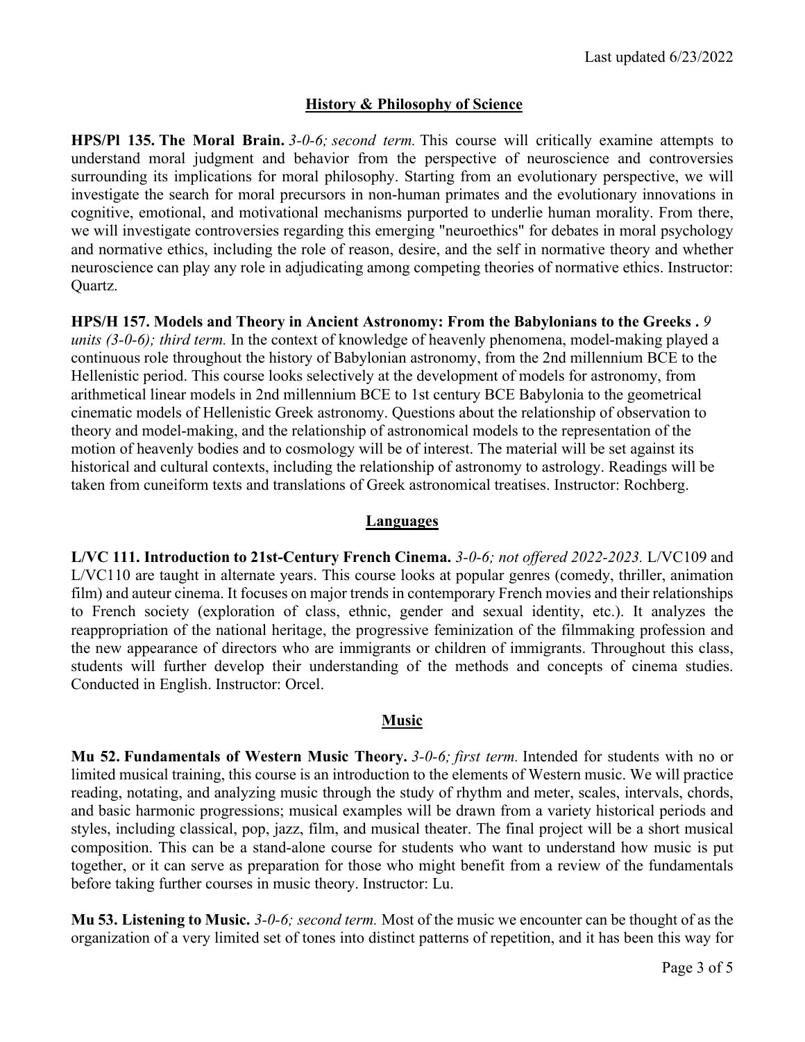## History & Philosophy of Science

**HPS/Pl 135. The Moral Brain.** *3-0-6; second term.* This course will critically examine attempts to understand moral judgment and behavior from the perspective of neuroscience and controversies surrounding its implications for moral philosophy. Starting from an evolutionary perspective, we will investigate the search for moral precursors in non-human primates and the evolutionary innovations in cognitive, emotional, and motivational mechanisms purported to underlie human morality. From there, we will investigate controversies regarding this emerging "neuroethics" for debates in moral psychology and normative ethics, including the role of reason, desire, and the self in normative theory and whether neuroscience can play any role in adjudicating among competing theories of normative ethics. Instructor: Quartz.

**HPS/H 157. Models and Theory in Ancient Astronomy: From the Babylonians to the Greeks .** *9 units (3-0-6); third term.* In the context of knowledge of heavenly phenomena, model-making played a continuous role throughout the history of Babylonian astronomy, from the 2nd millennium BCE to the Hellenistic period. This course looks selectively at the development of models for astronomy, from arithmetical linear models in 2nd millennium BCE to 1st century BCE Babylonia to the geometrical cinematic models of Hellenistic Greek astronomy. Questions about the relationship of observation to theory and model-making, and the relationship of astronomical models to the representation of the motion of heavenly bodies and to cosmology will be of interest. The material will be set against its historical and cultural contexts, including the relationship of astronomy to astrology. Readings will be taken from cuneiform texts and translations of Greek astronomical treatises. Instructor: Rochberg.

## Languages

**L/VC 111. Introduction to 21st-Century French Cinema.** *3-0-6; not offered 2022-2023.* L/VC109 and L/VC110 are taught in alternate years. This course looks at popular genres (comedy, thriller, animation film) and auteur cinema. It focuses on major trends in contemporary French movies and their relationships to French society (exploration of class, ethnic, gender and sexual identity, etc.). It analyzes the reappropriation of the national heritage, the progressive feminization of the filmmaking profession and the new appearance of directors who are immigrants or children of immigrants. Throughout this class, students will further develop their understanding of the methods and concepts of cinema studies. Conducted in English. Instructor: Orcel.

## Music

**Mu 52. Fundamentals of Western Music Theory.** *3-0-6; first term.* Intended for students with no or limited musical training, this course is an introduction to the elements of Western music. We will practice reading, notating, and analyzing music through the study of rhythm and meter, scales, intervals, chords, and basic harmonic progressions; musical examples will be drawn from a variety historical periods and styles, including classical, pop, jazz, film, and musical theater. The final project will be a short musical composition. This can be a stand-alone course for students who want to understand how music is put together, or it can serve as preparation for those who might benefit from a review of the fundamentals before taking further courses in music theory. Instructor: Lu.

**Mu 53. Listening to Music.** *3-0-6; second term.* Most of the music we encounter can be thought of as the organization of a very limited set of tones into distinct patterns of repetition, and it has been this way for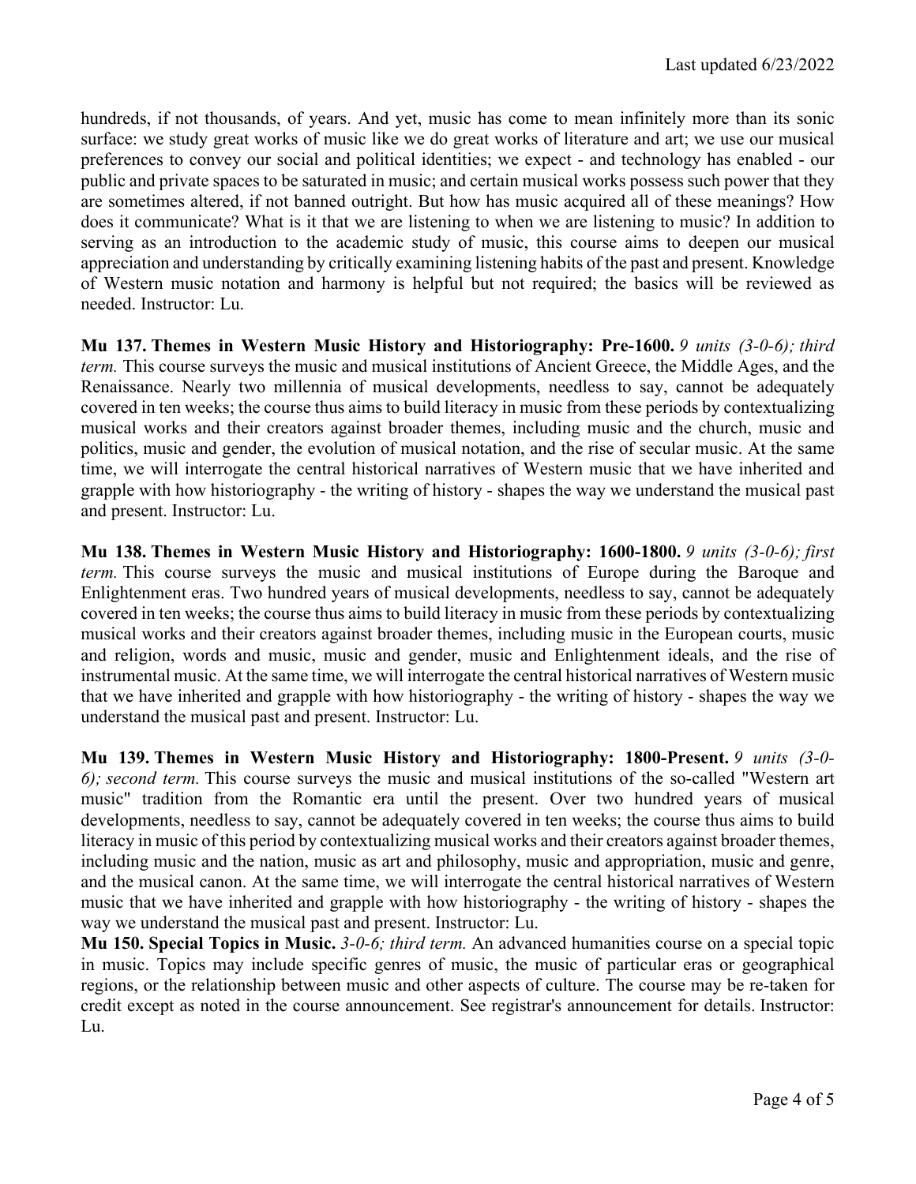hundreds, if not thousands, of years. And yet, music has come to mean infinitely more than its sonic surface: we study great works of music like we do great works of literature and art; we use our musical preferences to convey our social and political identities; we expect - and technology has enabled - our public and private spaces to be saturated in music; and certain musical works possess such power that they are sometimes altered, if not banned outright. But how has music acquired all of these meanings? How does it communicate? What is it that we are listening to when we are listening to music? In addition to serving as an introduction to the academic study of music, this course aims to deepen our musical appreciation and understanding by critically examining listening habits of the past and present. Knowledge of Western music notation and harmony is helpful but not required; the basics will be reviewed as needed. Instructor: Lu.

**Mu 137. Themes in Western Music History and Historiography: Pre-1600.** *9 units (3-0-6); third term.* This course surveys the music and musical institutions of Ancient Greece, the Middle Ages, and the Renaissance. Nearly two millennia of musical developments, needless to say, cannot be adequately covered in ten weeks; the course thus aims to build literacy in music from these periods by contextualizing musical works and their creators against broader themes, including music and the church, music and politics, music and gender, the evolution of musical notation, and the rise of secular music. At the same time, we will interrogate the central historical narratives of Western music that we have inherited and grapple with how historiography - the writing of history - shapes the way we understand the musical past and present. Instructor: Lu.

**Mu 138. Themes in Western Music History and Historiography: 1600-1800.** *9 units (3-0-6); first term.* This course surveys the music and musical institutions of Europe during the Baroque and Enlightenment eras. Two hundred years of musical developments, needless to say, cannot be adequately covered in ten weeks; the course thus aims to build literacy in music from these periods by contextualizing musical works and their creators against broader themes, including music in the European courts, music and religion, words and music, music and gender, music and Enlightenment ideals, and the rise of instrumental music. At the same time, we will interrogate the central historical narratives of Western music that we have inherited and grapple with how historiography - the writing of history - shapes the way we understand the musical past and present. Instructor: Lu.

**Mu 139. Themes in Western Music History and Historiography: 1800-Present.** *9 units (3-0-6); second term.* This course surveys the music and musical institutions of the so-called "Western art music" tradition from the Romantic era until the present. Over two hundred years of musical developments, needless to say, cannot be adequately covered in ten weeks; the course thus aims to build literacy in music of this period by contextualizing musical works and their creators against broader themes, including music and the nation, music as art and philosophy, music and appropriation, music and genre, and the musical canon. At the same time, we will interrogate the central historical narratives of Western music that we have inherited and grapple with how historiography - the writing of history - shapes the way we understand the musical past and present. Instructor: Lu.

**Mu 150. Special Topics in Music.** *3-0-6; third term.* An advanced humanities course on a special topic in music. Topics may include specific genres of music, the music of particular eras or geographical regions, or the relationship between music and other aspects of culture. The course may be re-taken for credit except as noted in the course announcement. See registrar's announcement for details. Instructor: Lu.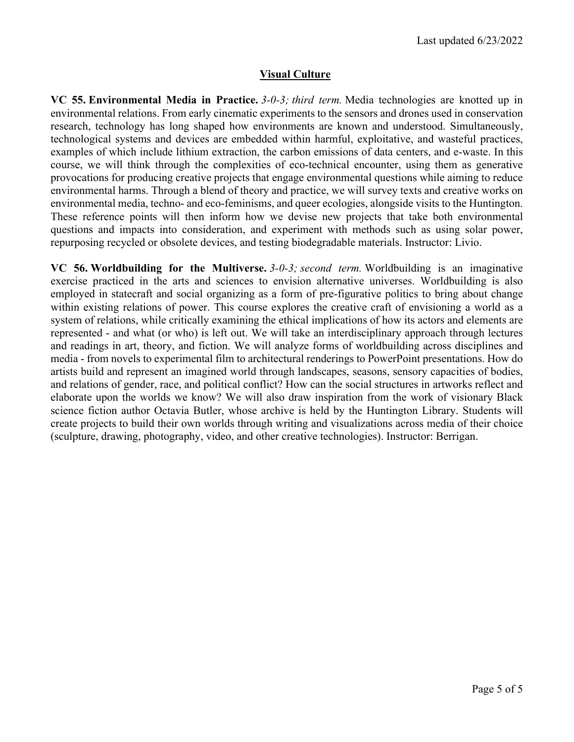Last updated 6/23/2022

## Visual Culture

**VC 55. Environmental Media in Practice.** *3-0-3; third term.* Media technologies are knotted up in environmental relations. From early cinematic experiments to the sensors and drones used in conservation research, technology has long shaped how environments are known and understood. Simultaneously, technological systems and devices are embedded within harmful, exploitative, and wasteful practices, examples of which include lithium extraction, the carbon emissions of data centers, and e-waste. In this course, we will think through the complexities of eco-technical encounter, using them as generative provocations for producing creative projects that engage environmental questions while aiming to reduce environmental harms. Through a blend of theory and practice, we will survey texts and creative works on environmental media, techno- and eco-feminisms, and queer ecologies, alongside visits to the Huntington. These reference points will then inform how we devise new projects that take both environmental questions and impacts into consideration, and experiment with methods such as using solar power, repurposing recycled or obsolete devices, and testing biodegradable materials. Instructor: Livio.

**VC 56. Worldbuilding for the Multiverse.** *3-0-3; second term.* Worldbuilding is an imaginative exercise practiced in the arts and sciences to envision alternative universes. Worldbuilding is also employed in statecraft and social organizing as a form of pre-figurative politics to bring about change within existing relations of power. This course explores the creative craft of envisioning a world as a system of relations, while critically examining the ethical implications of how its actors and elements are represented - and what (or who) is left out. We will take an interdisciplinary approach through lectures and readings in art, theory, and fiction. We will analyze forms of worldbuilding across disciplines and media - from novels to experimental film to architectural renderings to PowerPoint presentations. How do artists build and represent an imagined world through landscapes, seasons, sensory capacities of bodies, and relations of gender, race, and political conflict? How can the social structures in artworks reflect and elaborate upon the worlds we know? We will also draw inspiration from the work of visionary Black science fiction author Octavia Butler, whose archive is held by the Huntington Library. Students will create projects to build their own worlds through writing and visualizations across media of their choice (sculpture, drawing, photography, video, and other creative technologies). Instructor: Berrigan.